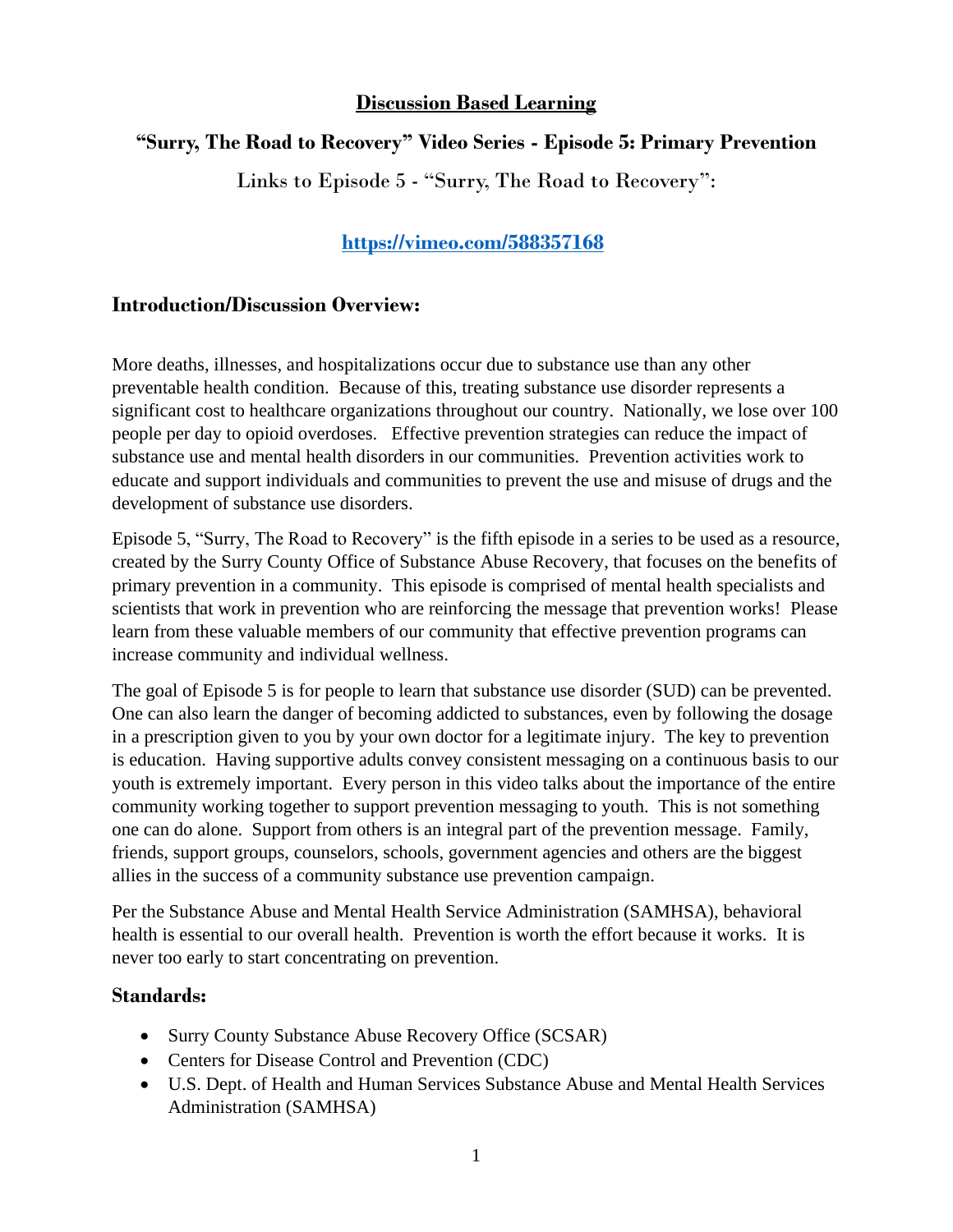# Discussion Based Learning

## "Surry, The Road to Recovery" Video Series - Episode 5: Primary Prevention

Links to Episode 5 - "Surry, The Road to Recovery":

**https://vimeo.com/588357168**

### Introduction/Discussion Overview:

More deaths, illnesses, and hospitalizations occur due to substance use than any other preventable health condition. Because of this, treating substance use disorder represents a significant cost to healthcare organizations throughout our country. Nationally, we lose over 100 people per day to opioid overdoses. Effective prevention strategies can reduce the impact of substance use and mental health disorders in our communities. Prevention activities work to educate and support individuals and communities to prevent the use and misuse of drugs and the development of substance use disorders.

Episode 5, "Surry, The Road to Recovery" is the fifth episode in a series to be used as a resource, created by the Surry County Office of Substance Abuse Recovery, that focuses on the benefits of primary prevention in a community. This episode is comprised of mental health specialists and scientists that work in prevention who are reinforcing the message that prevention works! Please learn from these valuable members of our community that effective prevention programs can increase community and individual wellness.

The goal of Episode 5 is for people to learn that substance use disorder (SUD) can be prevented. One can also learn the danger of becoming addicted to substances, even by following the dosage in a prescription given to you by your own doctor for a legitimate injury. The key to prevention is education. Having supportive adults convey consistent messaging on a continuous basis to our youth is extremely important. Every person in this video talks about the importance of the entire community working together to support prevention messaging to youth. This is not something one can do alone. Support from others is an integral part of the prevention message. Family, friends, support groups, counselors, schools, government agencies and others are the biggest allies in the success of a community substance use prevention campaign.

Per the Substance Abuse and Mental Health Service Administration (SAMHSA), behavioral health is essential to our overall health. Prevention is worth the effort because it works. It is never too early to start concentrating on prevention.

### Standards:

- Surry County Substance Abuse Recovery Office (SCSAR)
- Centers for Disease Control and Prevention (CDC)
- U.S. Dept. of Health and Human Services Substance Abuse and Mental Health Services Administration (SAMHSA)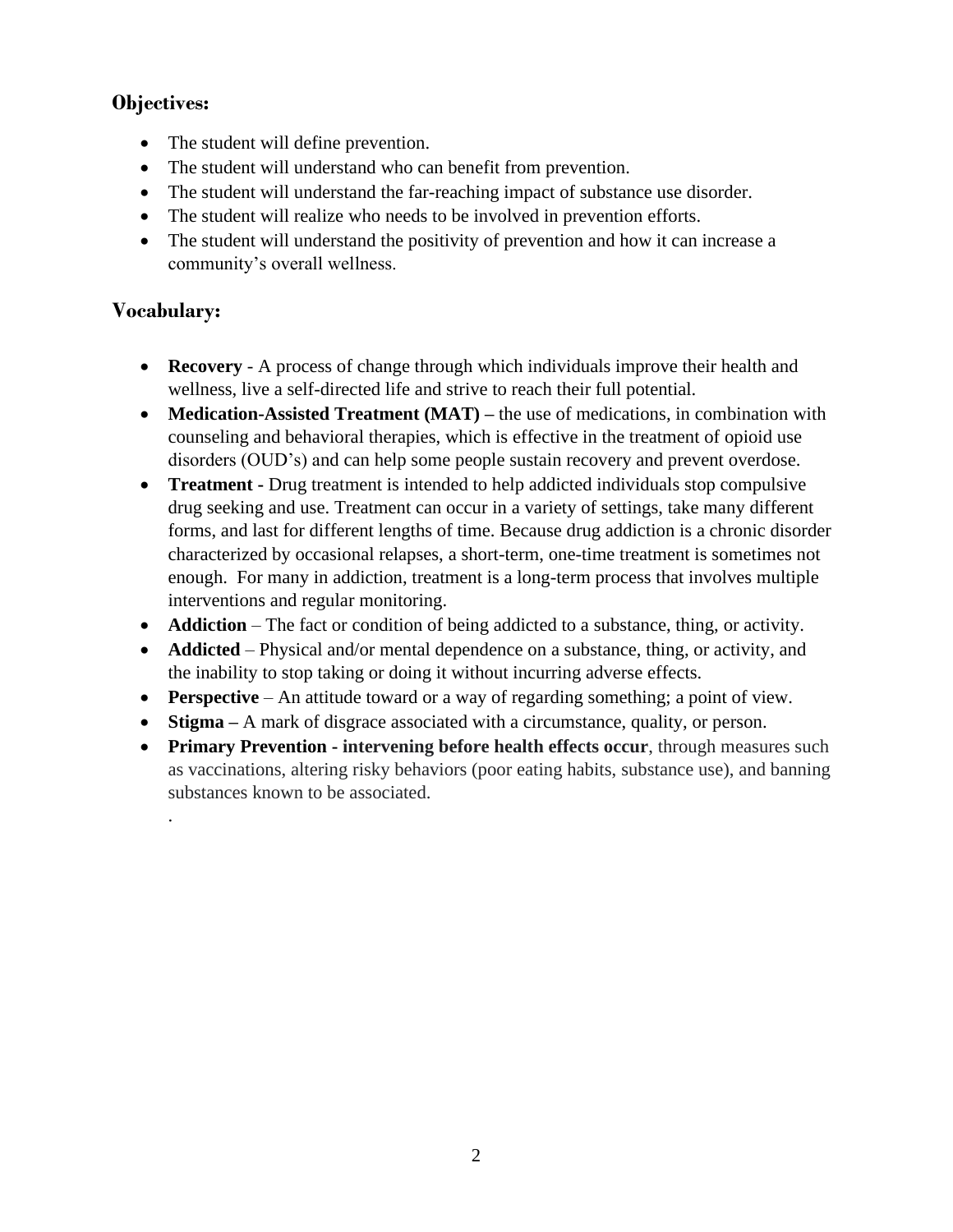## Objectives:

- The student will define prevention.
- The student will understand who can benefit from prevention.
- The student will understand the far-reaching impact of substance use disorder.
- The student will realize who needs to be involved in prevention efforts.
- The student will understand the positivity of prevention and how it can increase a community's overall wellness.

## Vocabulary:

- **Recovery** - A process of change through which individuals improve their health and wellness, live a self-directed life and strive to reach their full potential.
- **Medication-Assisted Treatment (MAT) –** the use of medications, in combination with counseling and behavioral therapies, which is effective in the treatment of opioid use disorders (OUD's) and can help some people sustain recovery and prevent overdose.
- **Treatment -** Drug treatment is intended to help addicted individuals stop compulsive drug seeking and use. Treatment can occur in a variety of settings, take many different forms, and last for different lengths of time. Because drug addiction is a chronic disorder characterized by occasional relapses, a short-term, one-time treatment is sometimes not enough. For many in addiction, treatment is a long-term process that involves multiple interventions and regular monitoring.
- **Addiction** – The fact or condition of being addicted to a substance, thing, or activity.
- **Addicted** – Physical and/or mental dependence on a substance, thing, or activity, and the inability to stop taking or doing it without incurring adverse effects.
- **Perspective** – An attitude toward or a way of regarding something; a point of view.
- **Stigma –** A mark of disgrace associated with a circumstance, quality, or person.
- **Primary Prevention - intervening before health effects occur**, through measures such as vaccinations, altering risky behaviors (poor eating habits, substance use), and banning substances known to be associated.

.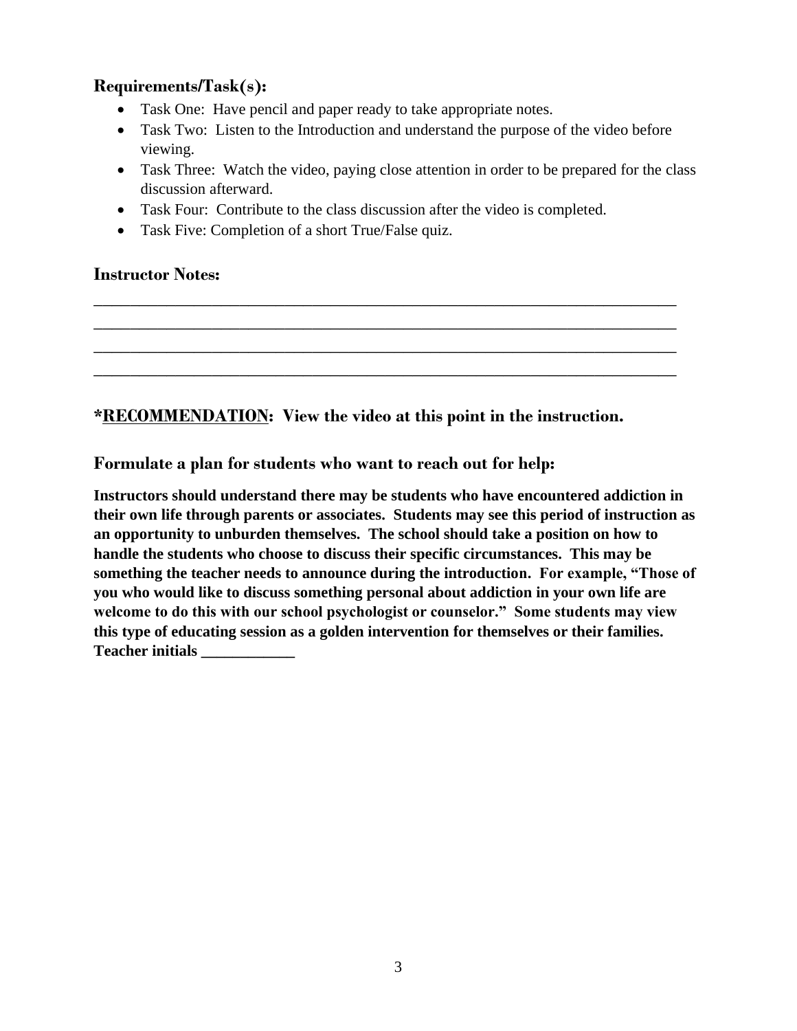### Requirements/Task(s):

- Task One: Have pencil and paper ready to take appropriate notes.
- Task Two: Listen to the Introduction and understand the purpose of the video before viewing.
- Task Three: Watch the video, paying close attention in order to be prepared for the class discussion afterward.
- Task Four: Contribute to the class discussion after the video is completed.
- Task Five: Completion of a short True/False quiz.

### Instructor Notes:

___________________________________________________________________________
___________________________________________________________________________
___________________________________________________________________________
___________________________________________________________________________

### *<u>RECOMMENDATION</u>: View the video at this point in the instruction.

### Formulate a plan for students who want to reach out for help:

**Instructors should understand there may be students who have encountered addiction in their own life through parents or associates. Students may see this period of instruction as an opportunity to unburden themselves. The school should take a position on how to handle the students who choose to discuss their specific circumstances. This may be something the teacher needs to announce during the introduction. For example, "Those of you who would like to discuss something personal about addiction in your own life are welcome to do this with our school psychologist or counselor." Some students may view this type of educating session as a golden intervention for themselves or their families. Teacher initials ____________**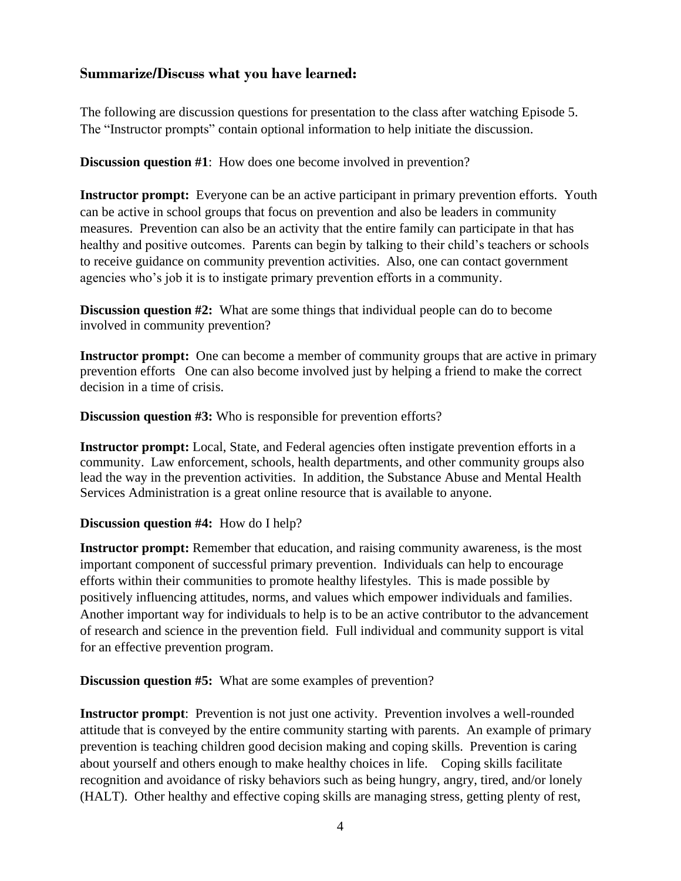## Summarize/Discuss what you have learned:

The following are discussion questions for presentation to the class after watching Episode 5. The "Instructor prompts" contain optional information to help initiate the discussion.

**Discussion question #1**: How does one become involved in prevention?

**Instructor prompt:** Everyone can be an active participant in primary prevention efforts. Youth can be active in school groups that focus on prevention and also be leaders in community measures. Prevention can also be an activity that the entire family can participate in that has healthy and positive outcomes. Parents can begin by talking to their child's teachers or schools to receive guidance on community prevention activities. Also, one can contact government agencies who's job it is to instigate primary prevention efforts in a community.

**Discussion question #2:** What are some things that individual people can do to become involved in community prevention?

**Instructor prompt:** One can become a member of community groups that are active in primary prevention efforts One can also become involved just by helping a friend to make the correct decision in a time of crisis.

**Discussion question #3:** Who is responsible for prevention efforts?

**Instructor prompt:** Local, State, and Federal agencies often instigate prevention efforts in a community. Law enforcement, schools, health departments, and other community groups also lead the way in the prevention activities. In addition, the Substance Abuse and Mental Health Services Administration is a great online resource that is available to anyone.

**Discussion question #4:** How do I help?

**Instructor prompt:** Remember that education, and raising community awareness, is the most important component of successful primary prevention. Individuals can help to encourage efforts within their communities to promote healthy lifestyles. This is made possible by positively influencing attitudes, norms, and values which empower individuals and families. Another important way for individuals to help is to be an active contributor to the advancement of research and science in the prevention field. Full individual and community support is vital for an effective prevention program.

**Discussion question #5:** What are some examples of prevention?

**Instructor prompt**: Prevention is not just one activity. Prevention involves a well-rounded attitude that is conveyed by the entire community starting with parents. An example of primary prevention is teaching children good decision making and coping skills. Prevention is caring about yourself and others enough to make healthy choices in life. Coping skills facilitate recognition and avoidance of risky behaviors such as being hungry, angry, tired, and/or lonely (HALT). Other healthy and effective coping skills are managing stress, getting plenty of rest,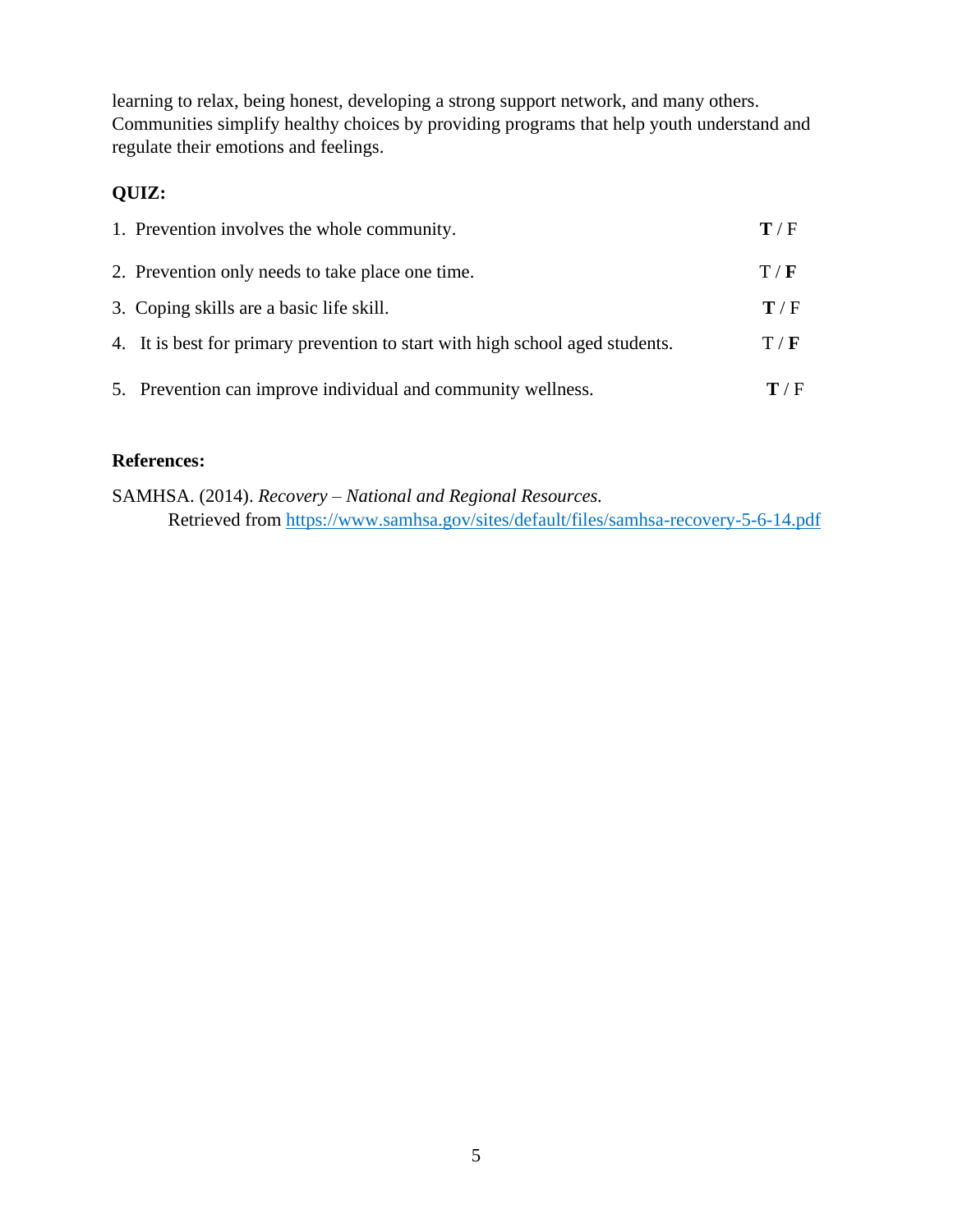learning to relax, being honest, developing a strong support network, and many others. Communities simplify healthy choices by providing programs that help youth understand and regulate their emotions and feelings.

**QUIZ:**

1. Prevention involves the whole community. **T** / F
2. Prevention only needs to take place one time. T / **F**
3. Coping skills are a basic life skill. **T** / F
4. It is best for primary prevention to start with high school aged students. T / **F**
5. Prevention can improve individual and community wellness. **T** / F

**References:**

SAMHSA. (2014). *Recovery – National and Regional Resources.* Retrieved from https://www.samhsa.gov/sites/default/files/samhsa-recovery-5-6-14.pdf